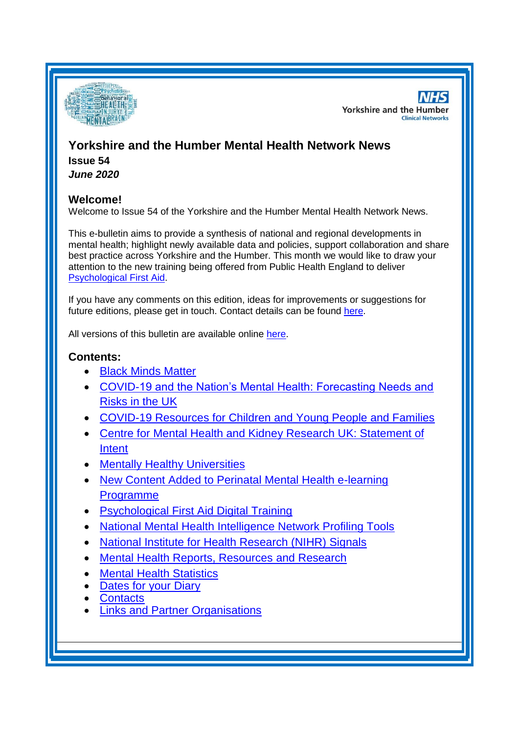# Yorkshire and the Humber Mental Health Network News

**Issue 54**

***June 2020***

## Welcome!

Welcome to Issue 54 of the Yorkshire and the Humber Mental Health Network News.

This e-bulletin aims to provide a synthesis of national and regional developments in mental health; highlight newly available data and policies, support collaboration and share best practice across Yorkshire and the Humber. This month we would like to draw your attention to the new training being offered from Public Health England to deliver Psychological First Aid.

If you have any comments on this edition, ideas for improvements or suggestions for future editions, please get in touch. Contact details can be found here.

All versions of this bulletin are available online here.

## Contents:

- Black Minds Matter
- COVID-19 and the Nation's Mental Health: Forecasting Needs and Risks in the UK
- COVID-19 Resources for Children and Young People and Families
- Centre for Mental Health and Kidney Research UK: Statement of Intent
- Mentally Healthy Universities
- New Content Added to Perinatal Mental Health e-learning Programme
- Psychological First Aid Digital Training
- National Mental Health Intelligence Network Profiling Tools
- National Institute for Health Research (NIHR) Signals
- Mental Health Reports, Resources and Research
- Mental Health Statistics
- Dates for your Diary
- Contacts
- Links and Partner Organisations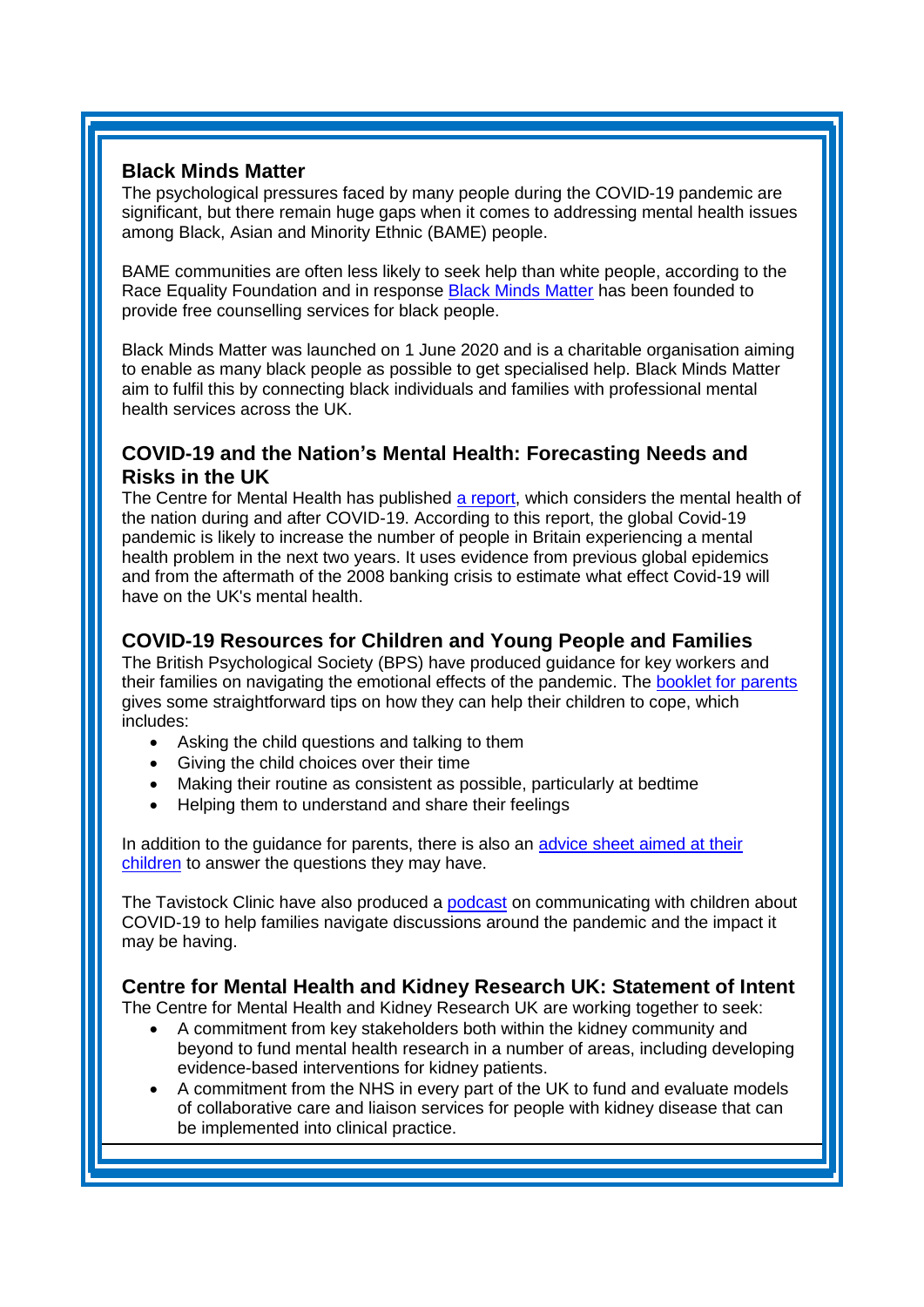## Black Minds Matter

The psychological pressures faced by many people during the COVID-19 pandemic are significant, but there remain huge gaps when it comes to addressing mental health issues among Black, Asian and Minority Ethnic (BAME) people.

BAME communities are often less likely to seek help than white people, according to the Race Equality Foundation and in response Black Minds Matter has been founded to provide free counselling services for black people.

Black Minds Matter was launched on 1 June 2020 and is a charitable organisation aiming to enable as many black people as possible to get specialised help. Black Minds Matter aim to fulfil this by connecting black individuals and families with professional mental health services across the UK.

## COVID-19 and the Nation's Mental Health: Forecasting Needs and Risks in the UK

The Centre for Mental Health has published a report, which considers the mental health of the nation during and after COVID-19. According to this report, the global Covid-19 pandemic is likely to increase the number of people in Britain experiencing a mental health problem in the next two years. It uses evidence from previous global epidemics and from the aftermath of the 2008 banking crisis to estimate what effect Covid-19 will have on the UK's mental health.

## COVID-19 Resources for Children and Young People and Families

The British Psychological Society (BPS) have produced guidance for key workers and their families on navigating the emotional effects of the pandemic. The booklet for parents gives some straightforward tips on how they can help their children to cope, which includes:

- Asking the child questions and talking to them
- Giving the child choices over their time
- Making their routine as consistent as possible, particularly at bedtime
- Helping them to understand and share their feelings

In addition to the guidance for parents, there is also an advice sheet aimed at their children to answer the questions they may have.

The Tavistock Clinic have also produced a podcast on communicating with children about COVID-19 to help families navigate discussions around the pandemic and the impact it may be having.

## Centre for Mental Health and Kidney Research UK: Statement of Intent

The Centre for Mental Health and Kidney Research UK are working together to seek:

- A commitment from key stakeholders both within the kidney community and beyond to fund mental health research in a number of areas, including developing evidence-based interventions for kidney patients.
- A commitment from the NHS in every part of the UK to fund and evaluate models of collaborative care and liaison services for people with kidney disease that can be implemented into clinical practice.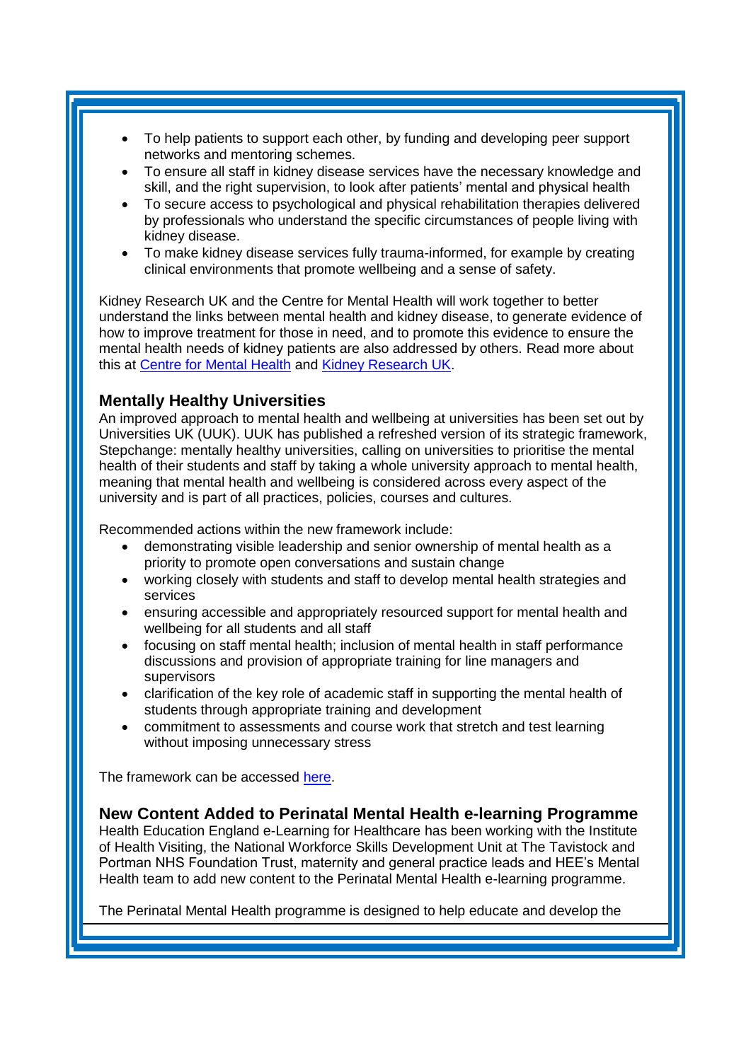- To help patients to support each other, by funding and developing peer support networks and mentoring schemes.
- To ensure all staff in kidney disease services have the necessary knowledge and skill, and the right supervision, to look after patients' mental and physical health
- To secure access to psychological and physical rehabilitation therapies delivered by professionals who understand the specific circumstances of people living with kidney disease.
- To make kidney disease services fully trauma-informed, for example by creating clinical environments that promote wellbeing and a sense of safety.

Kidney Research UK and the Centre for Mental Health will work together to better understand the links between mental health and kidney disease, to generate evidence of how to improve treatment for those in need, and to promote this evidence to ensure the mental health needs of kidney patients are also addressed by others. Read more about this at Centre for Mental Health and Kidney Research UK.

### Mentally Healthy Universities

An improved approach to mental health and wellbeing at universities has been set out by Universities UK (UUK). UUK has published a refreshed version of its strategic framework, Stepchange: mentally healthy universities, calling on universities to prioritise the mental health of their students and staff by taking a whole university approach to mental health, meaning that mental health and wellbeing is considered across every aspect of the university and is part of all practices, policies, courses and cultures.

Recommended actions within the new framework include:

- demonstrating visible leadership and senior ownership of mental health as a priority to promote open conversations and sustain change
- working closely with students and staff to develop mental health strategies and services
- ensuring accessible and appropriately resourced support for mental health and wellbeing for all students and all staff
- focusing on staff mental health; inclusion of mental health in staff performance discussions and provision of appropriate training for line managers and supervisors
- clarification of the key role of academic staff in supporting the mental health of students through appropriate training and development
- commitment to assessments and course work that stretch and test learning without imposing unnecessary stress

The framework can be accessed here.

### New Content Added to Perinatal Mental Health e-learning Programme

Health Education England e-Learning for Healthcare has been working with the Institute of Health Visiting, the National Workforce Skills Development Unit at The Tavistock and Portman NHS Foundation Trust, maternity and general practice leads and HEE's Mental Health team to add new content to the Perinatal Mental Health e-learning programme.

The Perinatal Mental Health programme is designed to help educate and develop the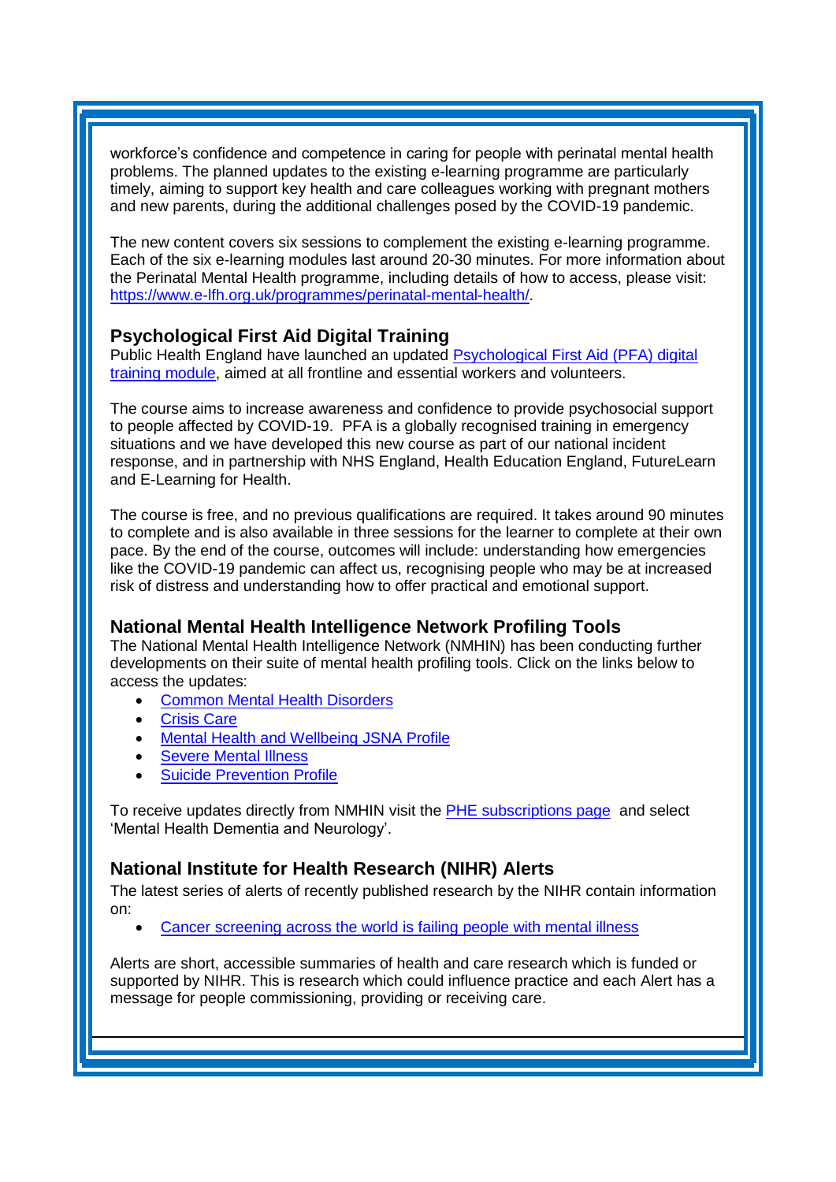workforce's confidence and competence in caring for people with perinatal mental health problems. The planned updates to the existing e-learning programme are particularly timely, aiming to support key health and care colleagues working with pregnant mothers and new parents, during the additional challenges posed by the COVID-19 pandemic.

The new content covers six sessions to complement the existing e-learning programme. Each of the six e-learning modules last around 20-30 minutes. For more information about the Perinatal Mental Health programme, including details of how to access, please visit: [https://www.e-lfh.org.uk/programmes/perinatal-mental-health/](https://www.e-lfh.org.uk/programmes/perinatal-mental-health/).

### Psychological First Aid Digital Training

Public Health England have launched an updated [Psychological First Aid (PFA) digital training module](), aimed at all frontline and essential workers and volunteers.

The course aims to increase awareness and confidence to provide psychosocial support to people affected by COVID-19. PFA is a globally recognised training in emergency situations and we have developed this new course as part of our national incident response, and in partnership with NHS England, Health Education England, FutureLearn and E-Learning for Health.

The course is free, and no previous qualifications are required. It takes around 90 minutes to complete and is also available in three sessions for the learner to complete at their own pace. By the end of the course, outcomes will include: understanding how emergencies like the COVID-19 pandemic can affect us, recognising people who may be at increased risk of distress and understanding how to offer practical and emotional support.

### National Mental Health Intelligence Network Profiling Tools

The National Mental Health Intelligence Network (NMHIN) has been conducting further developments on their suite of mental health profiling tools. Click on the links below to access the updates:

- [Common Mental Health Disorders]()
- [Crisis Care]()
- [Mental Health and Wellbeing JSNA Profile]()
- [Severe Mental Illness]()
- [Suicide Prevention Profile]()

To receive updates directly from NMHIN visit the [PHE subscriptions page]() and select 'Mental Health Dementia and Neurology'.

### National Institute for Health Research (NIHR) Alerts

The latest series of alerts of recently published research by the NIHR contain information on:

- [Cancer screening across the world is failing people with mental illness]()

Alerts are short, accessible summaries of health and care research which is funded or supported by NIHR. This is research which could influence practice and each Alert has a message for people commissioning, providing or receiving care.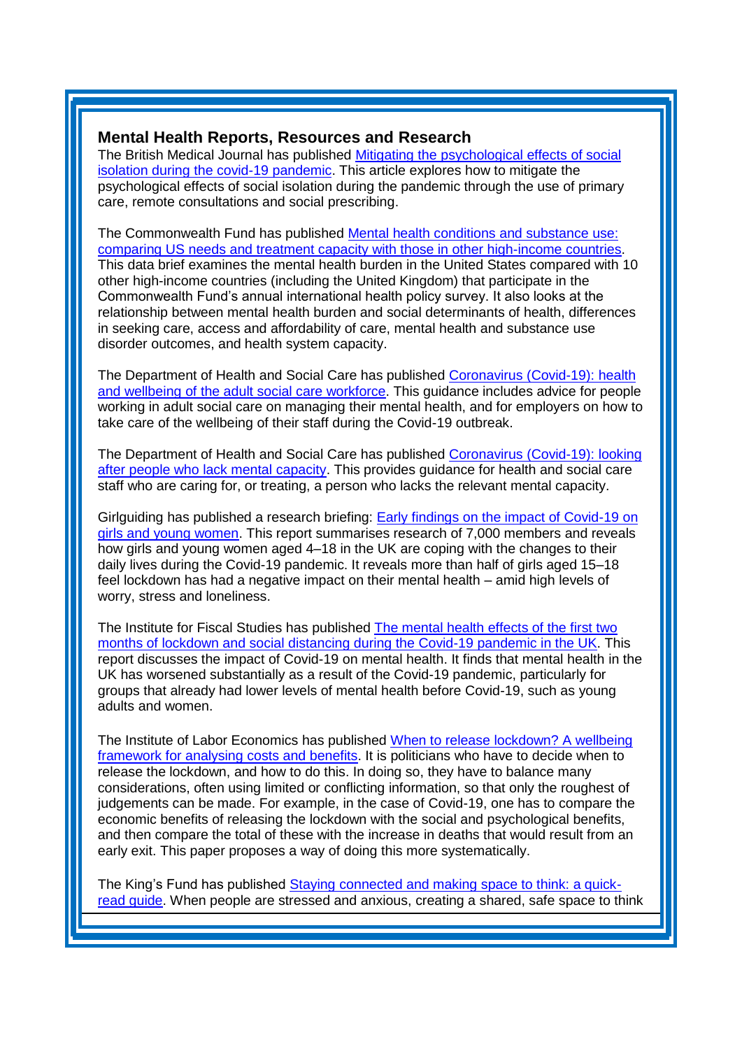## Mental Health Reports, Resources and Research

The British Medical Journal has published Mitigating the psychological effects of social isolation during the covid-19 pandemic. This article explores how to mitigate the psychological effects of social isolation during the pandemic through the use of primary care, remote consultations and social prescribing.

The Commonwealth Fund has published Mental health conditions and substance use: comparing US needs and treatment capacity with those in other high-income countries. This data brief examines the mental health burden in the United States compared with 10 other high-income countries (including the United Kingdom) that participate in the Commonwealth Fund's annual international health policy survey. It also looks at the relationship between mental health burden and social determinants of health, differences in seeking care, access and affordability of care, mental health and substance use disorder outcomes, and health system capacity.

The Department of Health and Social Care has published Coronavirus (Covid-19): health and wellbeing of the adult social care workforce. This guidance includes advice for people working in adult social care on managing their mental health, and for employers on how to take care of the wellbeing of their staff during the Covid-19 outbreak.

The Department of Health and Social Care has published Coronavirus (Covid-19): looking after people who lack mental capacity. This provides guidance for health and social care staff who are caring for, or treating, a person who lacks the relevant mental capacity.

Girlguiding has published a research briefing: Early findings on the impact of Covid-19 on girls and young women. This report summarises research of 7,000 members and reveals how girls and young women aged 4–18 in the UK are coping with the changes to their daily lives during the Covid-19 pandemic. It reveals more than half of girls aged 15–18 feel lockdown has had a negative impact on their mental health – amid high levels of worry, stress and loneliness.

The Institute for Fiscal Studies has published The mental health effects of the first two months of lockdown and social distancing during the Covid-19 pandemic in the UK. This report discusses the impact of Covid-19 on mental health. It finds that mental health in the UK has worsened substantially as a result of the Covid-19 pandemic, particularly for groups that already had lower levels of mental health before Covid-19, such as young adults and women.

The Institute of Labor Economics has published When to release lockdown? A wellbeing framework for analysing costs and benefits. It is politicians who have to decide when to release the lockdown, and how to do this. In doing so, they have to balance many considerations, often using limited or conflicting information, so that only the roughest of judgements can be made. For example, in the case of Covid-19, one has to compare the economic benefits of releasing the lockdown with the social and psychological benefits, and then compare the total of these with the increase in deaths that would result from an early exit. This paper proposes a way of doing this more systematically.

The King's Fund has published Staying connected and making space to think: a quick-read guide. When people are stressed and anxious, creating a shared, safe space to think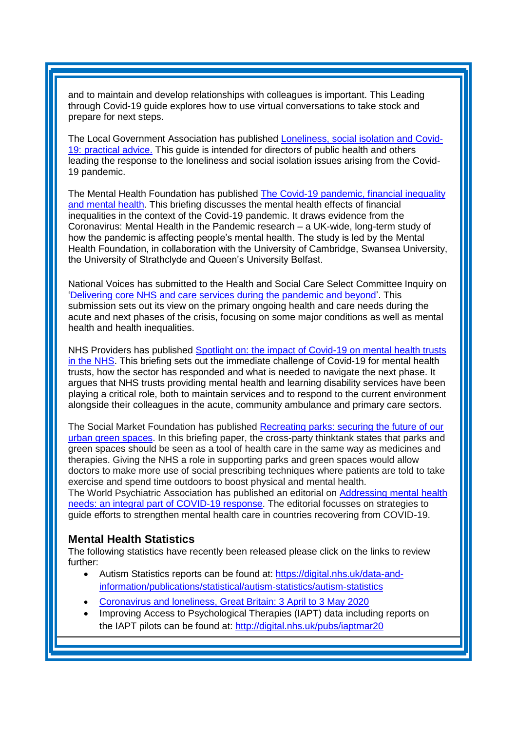and to maintain and develop relationships with colleagues is important. This Leading through Covid-19 guide explores how to use virtual conversations to take stock and prepare for next steps.

The Local Government Association has published Loneliness, social isolation and Covid-19: practical advice. This guide is intended for directors of public health and others leading the response to the loneliness and social isolation issues arising from the Covid-19 pandemic.

The Mental Health Foundation has published The Covid-19 pandemic, financial inequality and mental health. This briefing discusses the mental health effects of financial inequalities in the context of the Covid-19 pandemic. It draws evidence from the Coronavirus: Mental Health in the Pandemic research – a UK-wide, long-term study of how the pandemic is affecting people's mental health. The study is led by the Mental Health Foundation, in collaboration with the University of Cambridge, Swansea University, the University of Strathclyde and Queen's University Belfast.

National Voices has submitted to the Health and Social Care Select Committee Inquiry on 'Delivering core NHS and care services during the pandemic and beyond'. This submission sets out its view on the primary ongoing health and care needs during the acute and next phases of the crisis, focusing on some major conditions as well as mental health and health inequalities.

NHS Providers has published Spotlight on: the impact of Covid-19 on mental health trusts in the NHS. This briefing sets out the immediate challenge of Covid-19 for mental health trusts, how the sector has responded and what is needed to navigate the next phase. It argues that NHS trusts providing mental health and learning disability services have been playing a critical role, both to maintain services and to respond to the current environment alongside their colleagues in the acute, community ambulance and primary care sectors.

The Social Market Foundation has published Recreating parks: securing the future of our urban green spaces. In this briefing paper, the cross-party thinktank states that parks and green spaces should be seen as a tool of health care in the same way as medicines and therapies. Giving the NHS a role in supporting parks and green spaces would allow doctors to make more use of social prescribing techniques where patients are told to take exercise and spend time outdoors to boost physical and mental health.
The World Psychiatric Association has published an editorial on Addressing mental health needs: an integral part of COVID-19 response. The editorial focusses on strategies to guide efforts to strengthen mental health care in countries recovering from COVID-19.

## Mental Health Statistics

The following statistics have recently been released please click on the links to review further:

- Autism Statistics reports can be found at: https://digital.nhs.uk/data-and-information/publications/statistical/autism-statistics/autism-statistics
- Coronavirus and loneliness, Great Britain: 3 April to 3 May 2020
- Improving Access to Psychological Therapies (IAPT) data including reports on the IAPT pilots can be found at: http://digital.nhs.uk/pubs/iaptmar20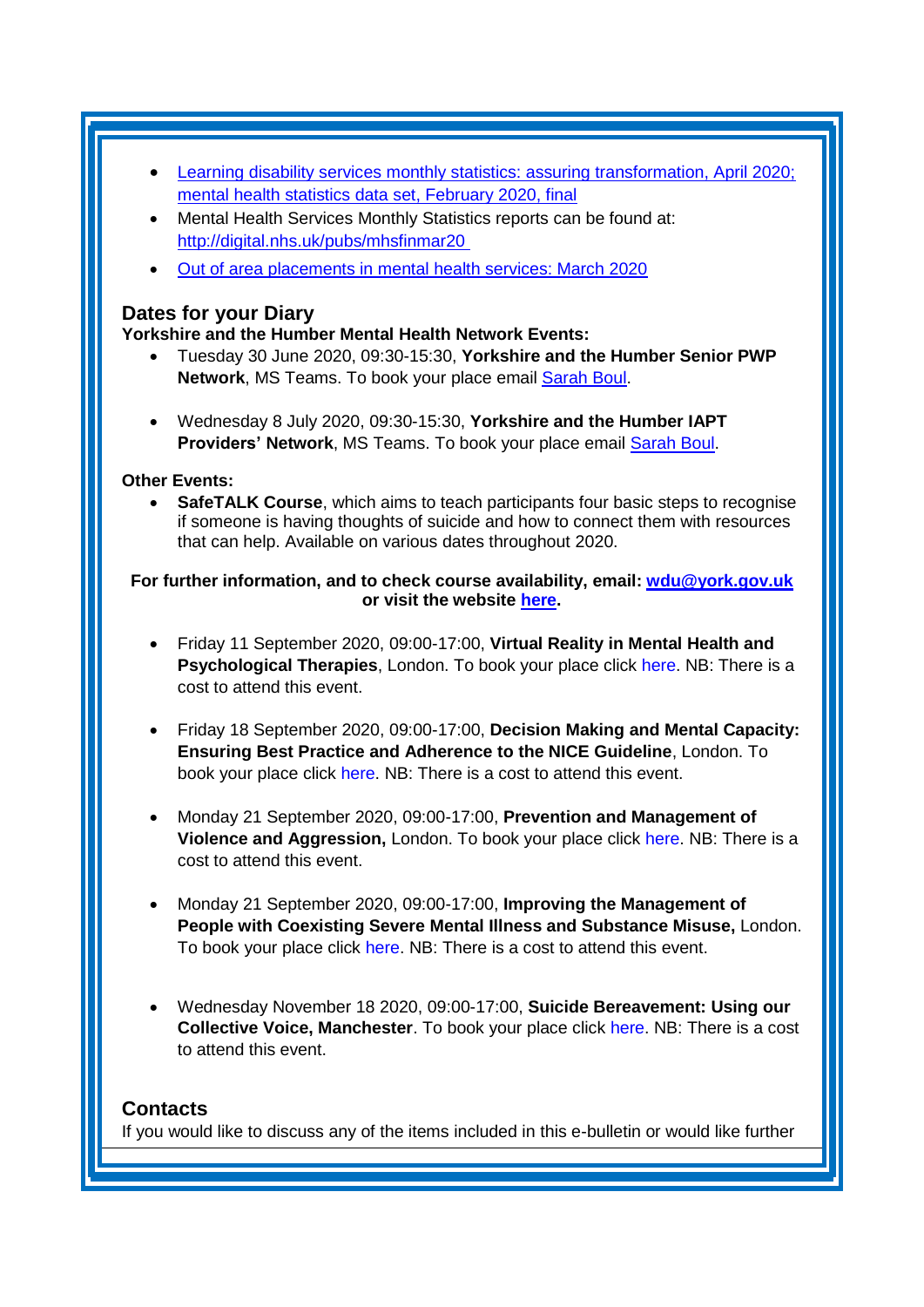- Learning disability services monthly statistics: assuring transformation, April 2020; mental health statistics data set, February 2020, final
- Mental Health Services Monthly Statistics reports can be found at: http://digital.nhs.uk/pubs/mhsfinmar20
- Out of area placements in mental health services: March 2020

## Dates for your Diary

**Yorkshire and the Humber Mental Health Network Events:**

- Tuesday 30 June 2020, 09:30-15:30, **Yorkshire and the Humber Senior PWP Network**, MS Teams. To book your place email Sarah Boul.
- Wednesday 8 July 2020, 09:30-15:30, **Yorkshire and the Humber IAPT Providers' Network**, MS Teams. To book your place email Sarah Boul.

**Other Events:**

- **SafeTALK Course**, which aims to teach participants four basic steps to recognise if someone is having thoughts of suicide and how to connect them with resources that can help. Available on various dates throughout 2020.

**For further information, and to check course availability, email: wdu@york.gov.uk or visit the website here.**

- Friday 11 September 2020, 09:00-17:00, **Virtual Reality in Mental Health and Psychological Therapies**, London. To book your place click here. NB: There is a cost to attend this event.
- Friday 18 September 2020, 09:00-17:00, **Decision Making and Mental Capacity: Ensuring Best Practice and Adherence to the NICE Guideline**, London. To book your place click here. NB: There is a cost to attend this event.
- Monday 21 September 2020, 09:00-17:00, **Prevention and Management of Violence and Aggression,** London. To book your place click here. NB: There is a cost to attend this event.
- Monday 21 September 2020, 09:00-17:00, **Improving the Management of People with Coexisting Severe Mental Illness and Substance Misuse,** London. To book your place click here. NB: There is a cost to attend this event.
- Wednesday November 18 2020, 09:00-17:00, **Suicide Bereavement: Using our Collective Voice, Manchester**. To book your place click here. NB: There is a cost to attend this event.

## Contacts

If you would like to discuss any of the items included in this e-bulletin or would like further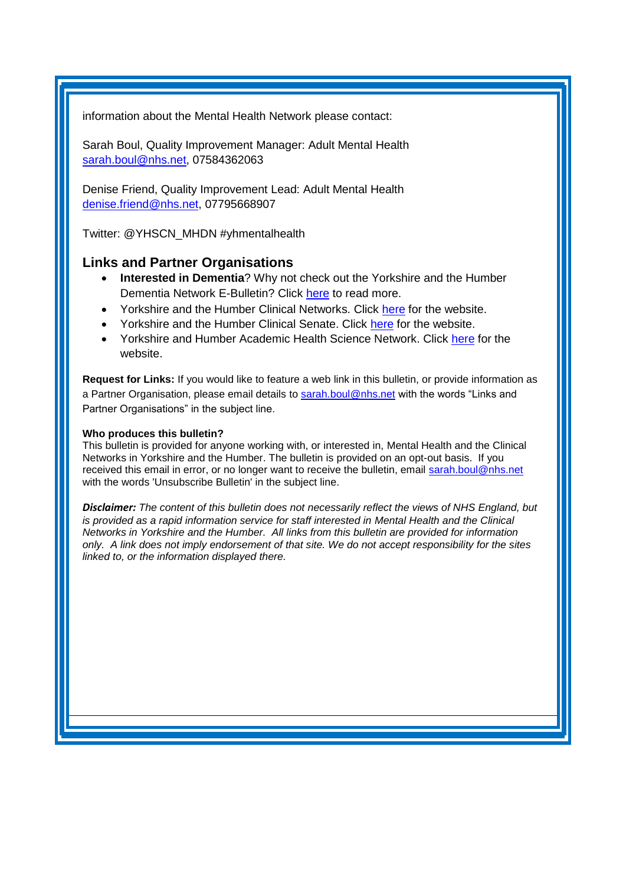information about the Mental Health Network please contact:

Sarah Boul, Quality Improvement Manager: Adult Mental Health
sarah.boul@nhs.net, 07584362063

Denise Friend, Quality Improvement Lead: Adult Mental Health
denise.friend@nhs.net, 07795668907

Twitter: @YHSCN_MHDN #yhmentalhealth

## Links and Partner Organisations

- **Interested in Dementia**? Why not check out the Yorkshire and the Humber Dementia Network E-Bulletin? Click here to read more.
- Yorkshire and the Humber Clinical Networks. Click here for the website.
- Yorkshire and the Humber Clinical Senate. Click here for the website.
- Yorkshire and Humber Academic Health Science Network. Click here for the website.

**Request for Links:** If you would like to feature a web link in this bulletin, or provide information as a Partner Organisation, please email details to sarah.boul@nhs.net with the words "Links and Partner Organisations" in the subject line.

**Who produces this bulletin?**
This bulletin is provided for anyone working with, or interested in, Mental Health and the Clinical Networks in Yorkshire and the Humber. The bulletin is provided on an opt-out basis. If you received this email in error, or no longer want to receive the bulletin, email sarah.boul@nhs.net with the words 'Unsubscribe Bulletin' in the subject line.

***Disclaimer:*** *The content of this bulletin does not necessarily reflect the views of NHS England, but is provided as a rapid information service for staff interested in Mental Health and the Clinical Networks in Yorkshire and the Humber. All links from this bulletin are provided for information only. A link does not imply endorsement of that site. We do not accept responsibility for the sites linked to, or the information displayed there.*